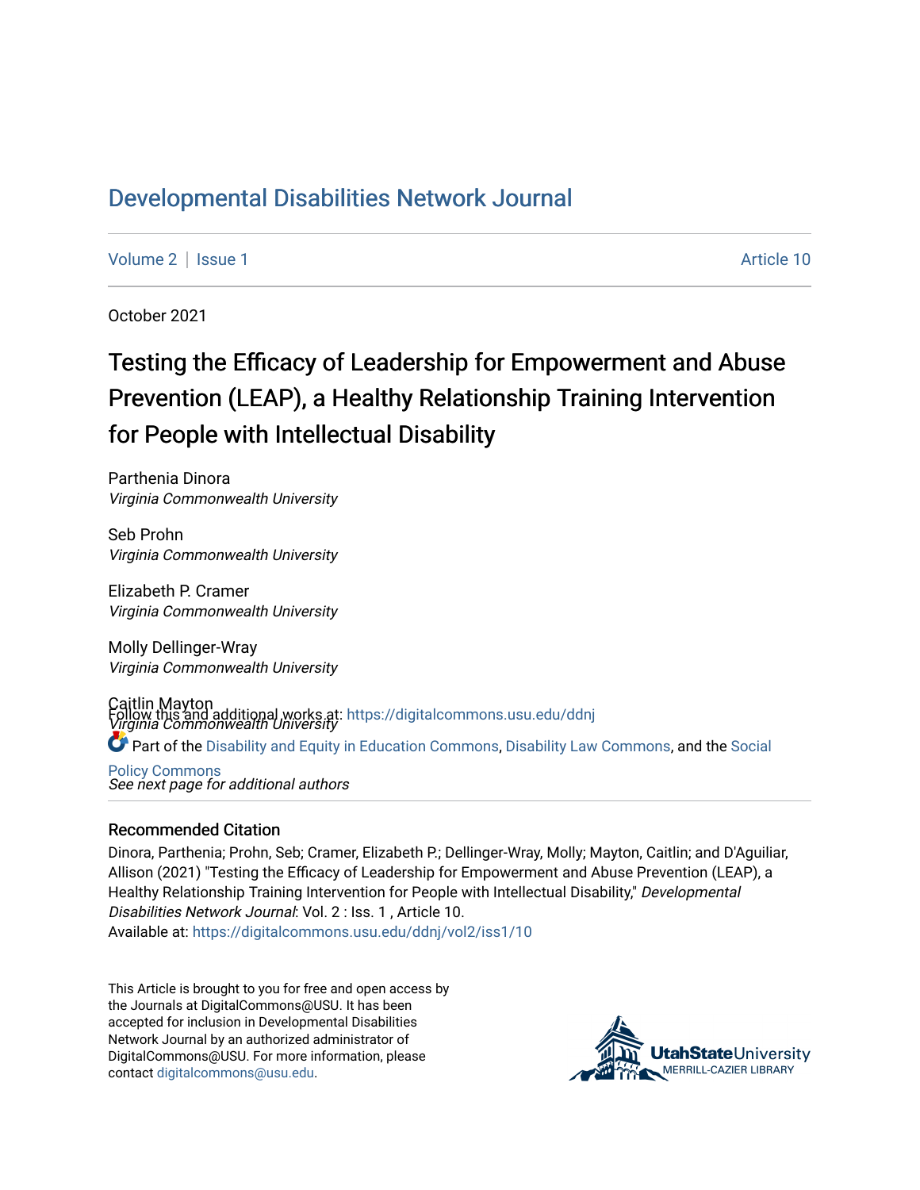# Developmental Disabilities Network Journal

Volume 2 | Issue 1 Article 10

October 2021

## Testing the Efficacy of Leadership for Empowerment and Abuse Prevention (LEAP), a Healthy Relationship Training Intervention for People with Intellectual Disability

Parthenia Dinora
*Virginia Commonwealth University*

Seb Prohn
*Virginia Commonwealth University*

Elizabeth P. Cramer
*Virginia Commonwealth University*

Molly Dellinger-Wray
*Virginia Commonwealth University*

Caitlin Mayton
*Virginia Commonwealth University*

*See next page for additional authors*

Follow this and additional works at: https://digitalcommons.usu.edu/ddnj

Part of the Disability and Equity in Education Commons, Disability Law Commons, and the Social Policy Commons

### Recommended Citation

Dinora, Parthenia; Prohn, Seb; Cramer, Elizabeth P.; Dellinger-Wray, Molly; Mayton, Caitlin; and D'Aguiliar, Allison (2021) "Testing the Efficacy of Leadership for Empowerment and Abuse Prevention (LEAP), a Healthy Relationship Training Intervention for People with Intellectual Disability," *Developmental Disabilities Network Journal*: Vol. 2 : Iss. 1 , Article 10.
Available at: https://digitalcommons.usu.edu/ddnj/vol2/iss1/10

This Article is brought to you for free and open access by the Journals at DigitalCommons@USU. It has been accepted for inclusion in Developmental Disabilities Network Journal by an authorized administrator of DigitalCommons@USU. For more information, please contact digitalcommons@usu.edu.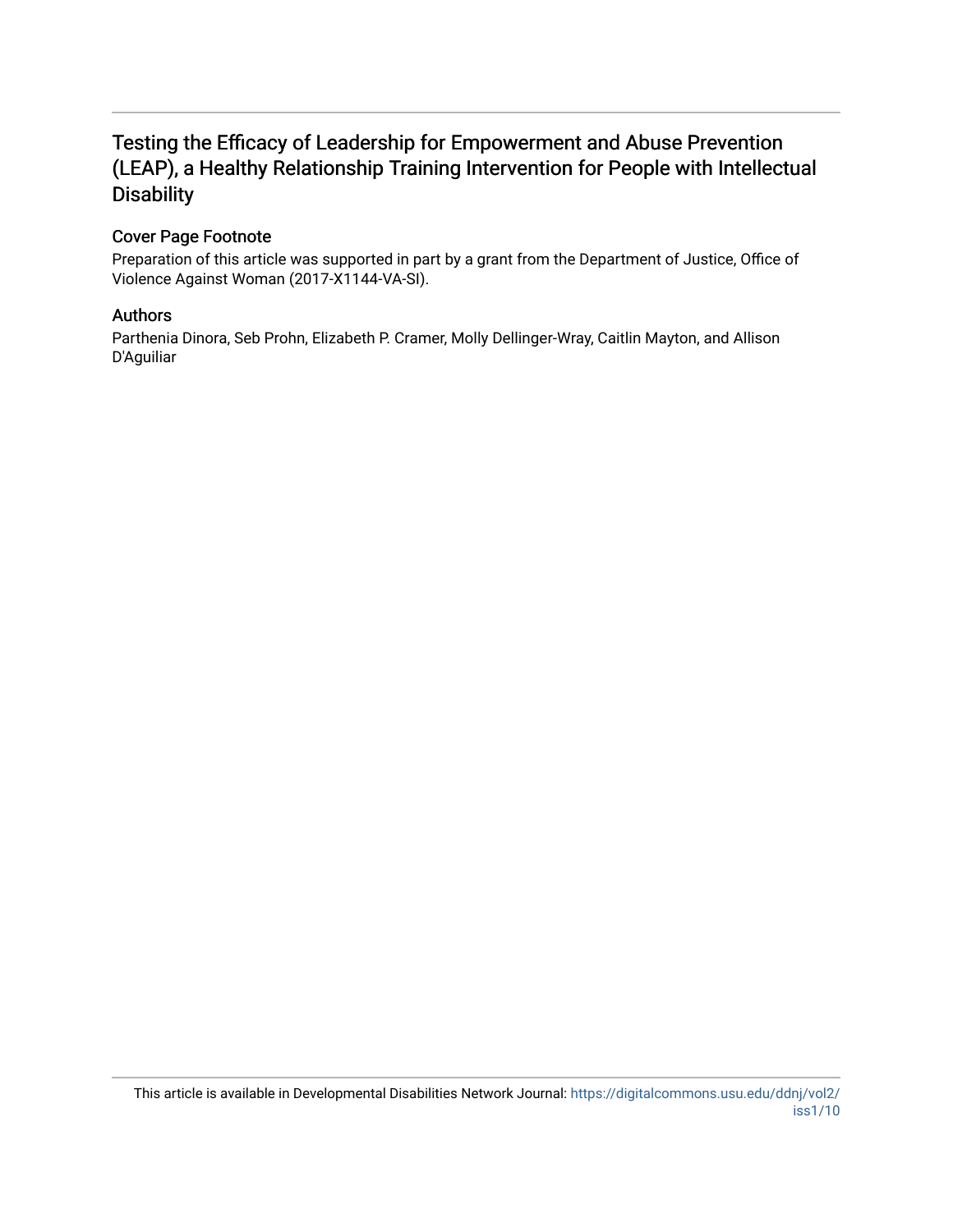# Testing the Efficacy of Leadership for Empowerment and Abuse Prevention (LEAP), a Healthy Relationship Training Intervention for People with Intellectual Disability

## Cover Page Footnote

Preparation of this article was supported in part by a grant from the Department of Justice, Office of Violence Against Woman (2017-X1144-VA-SI).

## Authors

Parthenia Dinora, Seb Prohn, Elizabeth P. Cramer, Molly Dellinger-Wray, Caitlin Mayton, and Allison D'Aguiliar

This article is available in Developmental Disabilities Network Journal: https://digitalcommons.usu.edu/ddnj/vol2/iss1/10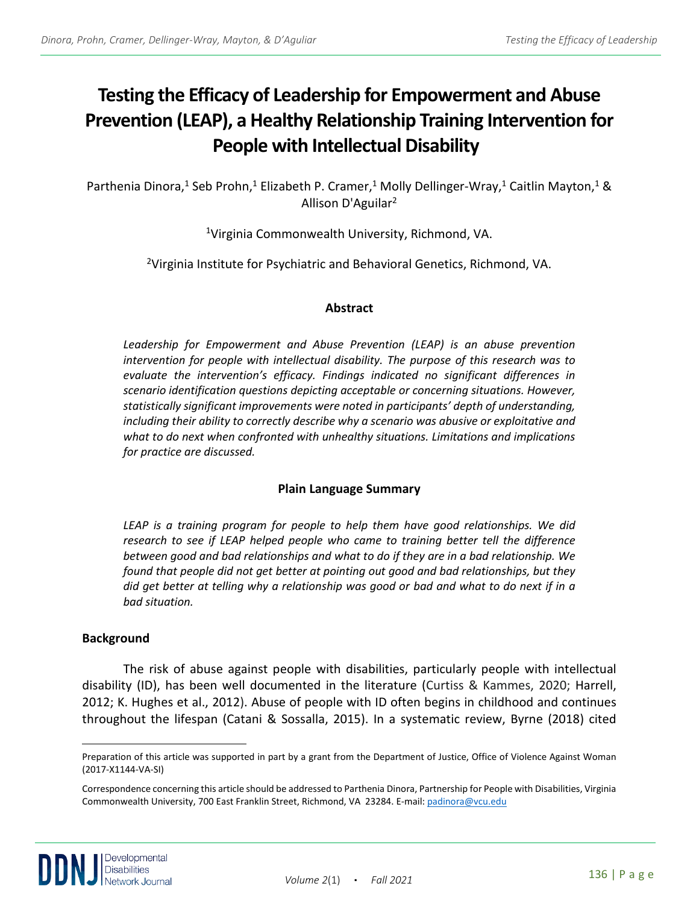# Testing the Efficacy of Leadership for Empowerment and Abuse Prevention (LEAP), a Healthy Relationship Training Intervention for People with Intellectual Disability

Parthenia Dinora,[1] Seb Prohn,[1] Elizabeth P. Cramer,[1] Molly Dellinger-Wray,[1] Caitlin Mayton,[1] & Allison D'Aguilar[2]

[1]Virginia Commonwealth University, Richmond, VA.

[2]Virginia Institute for Psychiatric and Behavioral Genetics, Richmond, VA.

## Abstract

*Leadership for Empowerment and Abuse Prevention (LEAP) is an abuse prevention intervention for people with intellectual disability. The purpose of this research was to evaluate the intervention's efficacy. Findings indicated no significant differences in scenario identification questions depicting acceptable or concerning situations. However, statistically significant improvements were noted in participants' depth of understanding, including their ability to correctly describe why a scenario was abusive or exploitative and what to do next when confronted with unhealthy situations. Limitations and implications for practice are discussed.*

## Plain Language Summary

*LEAP is a training program for people to help them have good relationships. We did research to see if LEAP helped people who came to training better tell the difference between good and bad relationships and what to do if they are in a bad relationship. We found that people did not get better at pointing out good and bad relationships, but they did get better at telling why a relationship was good or bad and what to do next if in a bad situation.*

## Background

The risk of abuse against people with disabilities, particularly people with intellectual disability (ID), has been well documented in the literature (Curtiss & Kammes, 2020; Harrell, 2012; K. Hughes et al., 2012). Abuse of people with ID often begins in childhood and continues throughout the lifespan (Catani & Sossalla, 2015). In a systematic review, Byrne (2018) cited

---

Preparation of this article was supported in part by a grant from the Department of Justice, Office of Violence Against Woman (2017-X1144-VA-SI)

Correspondence concerning this article should be addressed to Parthenia Dinora, Partnership for People with Disabilities, Virginia Commonwealth University, 700 East Franklin Street, Richmond, VA 23284. E-mail: padinora@vcu.edu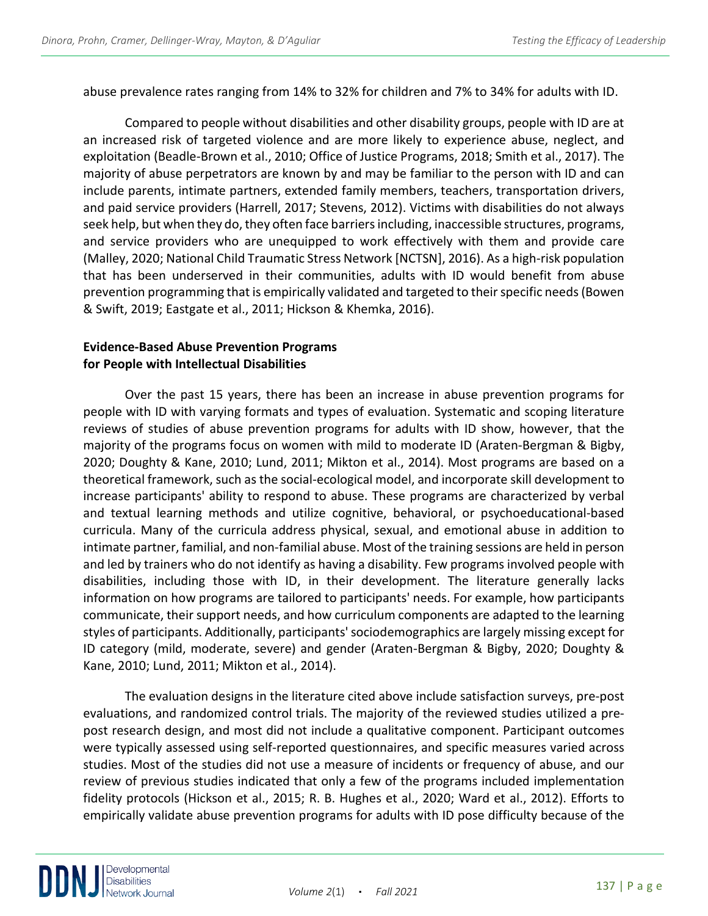abuse prevalence rates ranging from 14% to 32% for children and 7% to 34% for adults with ID.

Compared to people without disabilities and other disability groups, people with ID are at an increased risk of targeted violence and are more likely to experience abuse, neglect, and exploitation (Beadle-Brown et al., 2010; Office of Justice Programs, 2018; Smith et al., 2017). The majority of abuse perpetrators are known by and may be familiar to the person with ID and can include parents, intimate partners, extended family members, teachers, transportation drivers, and paid service providers (Harrell, 2017; Stevens, 2012). Victims with disabilities do not always seek help, but when they do, they often face barriers including, inaccessible structures, programs, and service providers who are unequipped to work effectively with them and provide care (Malley, 2020; National Child Traumatic Stress Network [NCTSN], 2016). As a high-risk population that has been underserved in their communities, adults with ID would benefit from abuse prevention programming that is empirically validated and targeted to their specific needs (Bowen & Swift, 2019; Eastgate et al., 2011; Hickson & Khemka, 2016).

### Evidence-Based Abuse Prevention Programs for People with Intellectual Disabilities

Over the past 15 years, there has been an increase in abuse prevention programs for people with ID with varying formats and types of evaluation. Systematic and scoping literature reviews of studies of abuse prevention programs for adults with ID show, however, that the majority of the programs focus on women with mild to moderate ID (Araten-Bergman & Bigby, 2020; Doughty & Kane, 2010; Lund, 2011; Mikton et al., 2014). Most programs are based on a theoretical framework, such as the social-ecological model, and incorporate skill development to increase participants' ability to respond to abuse. These programs are characterized by verbal and textual learning methods and utilize cognitive, behavioral, or psychoeducational-based curricula. Many of the curricula address physical, sexual, and emotional abuse in addition to intimate partner, familial, and non-familial abuse. Most of the training sessions are held in person and led by trainers who do not identify as having a disability. Few programs involved people with disabilities, including those with ID, in their development. The literature generally lacks information on how programs are tailored to participants' needs. For example, how participants communicate, their support needs, and how curriculum components are adapted to the learning styles of participants. Additionally, participants' sociodemographics are largely missing except for ID category (mild, moderate, severe) and gender (Araten-Bergman & Bigby, 2020; Doughty & Kane, 2010; Lund, 2011; Mikton et al., 2014).

The evaluation designs in the literature cited above include satisfaction surveys, pre-post evaluations, and randomized control trials. The majority of the reviewed studies utilized a pre-post research design, and most did not include a qualitative component. Participant outcomes were typically assessed using self-reported questionnaires, and specific measures varied across studies. Most of the studies did not use a measure of incidents or frequency of abuse, and our review of previous studies indicated that only a few of the programs included implementation fidelity protocols (Hickson et al., 2015; R. B. Hughes et al., 2020; Ward et al., 2012). Efforts to empirically validate abuse prevention programs for adults with ID pose difficulty because of the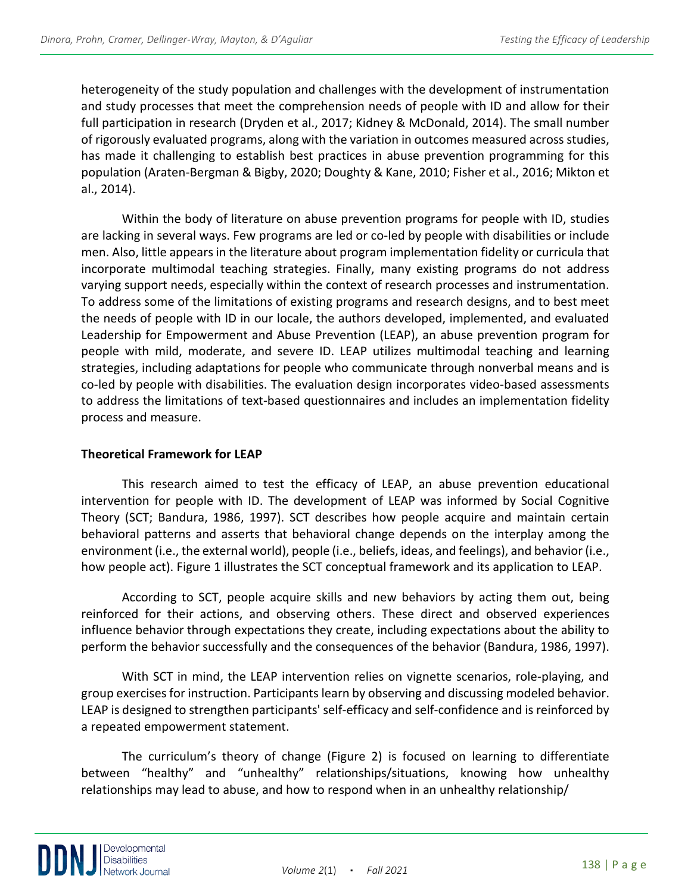heterogeneity of the study population and challenges with the development of instrumentation and study processes that meet the comprehension needs of people with ID and allow for their full participation in research (Dryden et al., 2017; Kidney & McDonald, 2014). The small number of rigorously evaluated programs, along with the variation in outcomes measured across studies, has made it challenging to establish best practices in abuse prevention programming for this population (Araten-Bergman & Bigby, 2020; Doughty & Kane, 2010; Fisher et al., 2016; Mikton et al., 2014).

Within the body of literature on abuse prevention programs for people with ID, studies are lacking in several ways. Few programs are led or co-led by people with disabilities or include men. Also, little appears in the literature about program implementation fidelity or curricula that incorporate multimodal teaching strategies. Finally, many existing programs do not address varying support needs, especially within the context of research processes and instrumentation. To address some of the limitations of existing programs and research designs, and to best meet the needs of people with ID in our locale, the authors developed, implemented, and evaluated Leadership for Empowerment and Abuse Prevention (LEAP), an abuse prevention program for people with mild, moderate, and severe ID. LEAP utilizes multimodal teaching and learning strategies, including adaptations for people who communicate through nonverbal means and is co-led by people with disabilities. The evaluation design incorporates video-based assessments to address the limitations of text-based questionnaires and includes an implementation fidelity process and measure.

**Theoretical Framework for LEAP**

This research aimed to test the efficacy of LEAP, an abuse prevention educational intervention for people with ID. The development of LEAP was informed by Social Cognitive Theory (SCT; Bandura, 1986, 1997). SCT describes how people acquire and maintain certain behavioral patterns and asserts that behavioral change depends on the interplay among the environment (i.e., the external world), people (i.e., beliefs, ideas, and feelings), and behavior (i.e., how people act). Figure 1 illustrates the SCT conceptual framework and its application to LEAP.

According to SCT, people acquire skills and new behaviors by acting them out, being reinforced for their actions, and observing others. These direct and observed experiences influence behavior through expectations they create, including expectations about the ability to perform the behavior successfully and the consequences of the behavior (Bandura, 1986, 1997).

With SCT in mind, the LEAP intervention relies on vignette scenarios, role-playing, and group exercises for instruction. Participants learn by observing and discussing modeled behavior. LEAP is designed to strengthen participants' self-efficacy and self-confidence and is reinforced by a repeated empowerment statement.

The curriculum's theory of change (Figure 2) is focused on learning to differentiate between "healthy" and "unhealthy" relationships/situations, knowing how unhealthy relationships may lead to abuse, and how to respond when in an unhealthy relationship/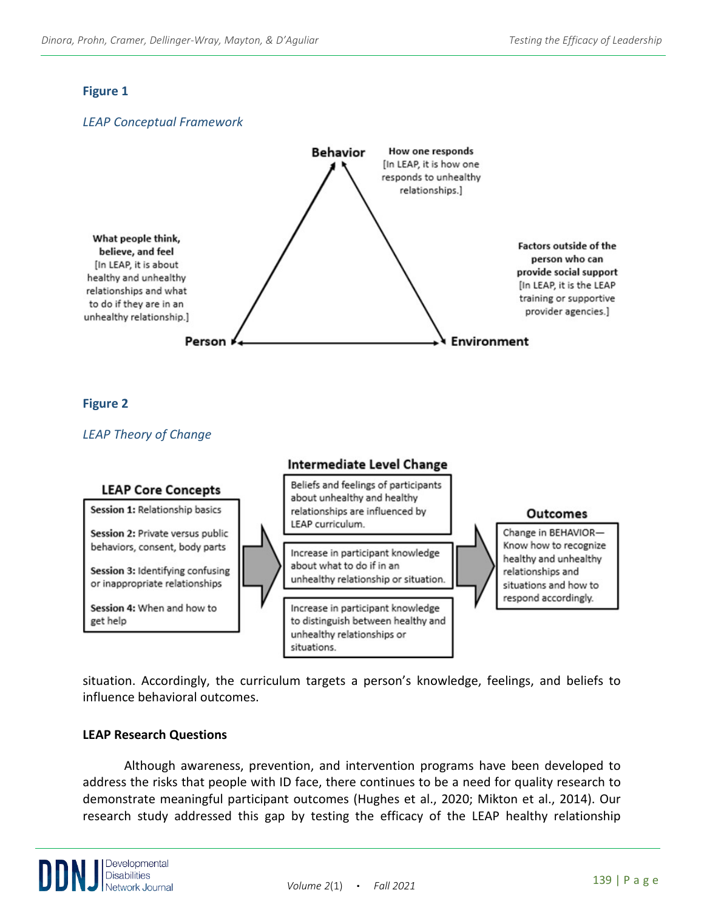**Figure 1**

*LEAP Conceptual Framework*

**Behavior**

**How one responds** [In LEAP, it is how one responds to unhealthy relationships.]

**What people think, believe, and feel** [In LEAP, it is about healthy and unhealthy relationships and what to do if they are in an unhealthy relationship.]

**Factors outside of the person who can provide social support** [In LEAP, it is the LEAP training or supportive provider agencies.]

**Person**

**Environment**

**Figure 2**

*LEAP Theory of Change*

**LEAP Core Concepts**

**Session 1:** Relationship basics

**Session 2:** Private versus public behaviors, consent, body parts

**Session 3:** Identifying confusing or inappropriate relationships

**Session 4:** When and how to get help

**Intermediate Level Change**

Beliefs and feelings of participants about unhealthy and healthy relationships are influenced by LEAP curriculum.

Increase in participant knowledge about what to do if in an unhealthy relationship or situation.

Increase in participant knowledge to distinguish between healthy and unhealthy relationships or situations.

**Outcomes**

Change in BEHAVIOR—Know how to recognize healthy and unhealthy relationships and situations and how to respond accordingly.

situation. Accordingly, the curriculum targets a person's knowledge, feelings, and beliefs to influence behavioral outcomes.

**LEAP Research Questions**

Although awareness, prevention, and intervention programs have been developed to address the risks that people with ID face, there continues to be a need for quality research to demonstrate meaningful participant outcomes (Hughes et al., 2020; Mikton et al., 2014). Our research study addressed this gap by testing the efficacy of the LEAP healthy relationship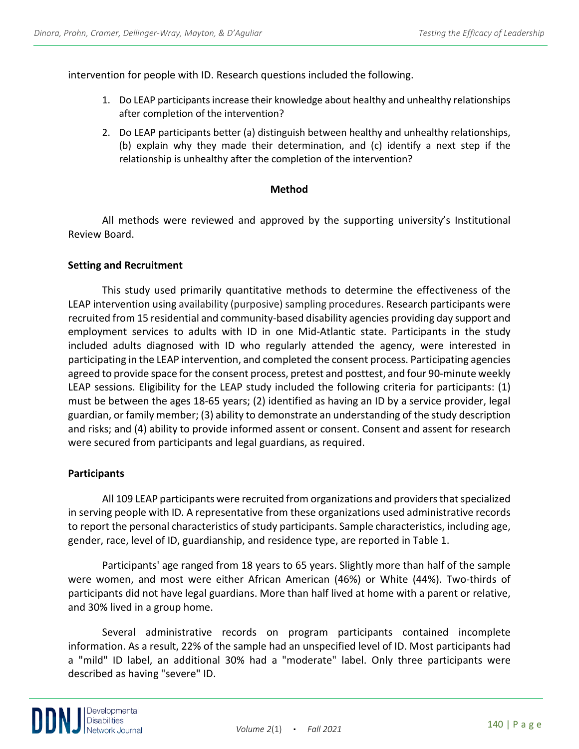intervention for people with ID. Research questions included the following.

1. Do LEAP participants increase their knowledge about healthy and unhealthy relationships after completion of the intervention?
2. Do LEAP participants better (a) distinguish between healthy and unhealthy relationships, (b) explain why they made their determination, and (c) identify a next step if the relationship is unhealthy after the completion of the intervention?

## Method

All methods were reviewed and approved by the supporting university's Institutional Review Board.

### Setting and Recruitment

This study used primarily quantitative methods to determine the effectiveness of the LEAP intervention using availability (purposive) sampling procedures. Research participants were recruited from 15 residential and community-based disability agencies providing day support and employment services to adults with ID in one Mid-Atlantic state. Participants in the study included adults diagnosed with ID who regularly attended the agency, were interested in participating in the LEAP intervention, and completed the consent process. Participating agencies agreed to provide space for the consent process, pretest and posttest, and four 90-minute weekly LEAP sessions. Eligibility for the LEAP study included the following criteria for participants: (1) must be between the ages 18-65 years; (2) identified as having an ID by a service provider, legal guardian, or family member; (3) ability to demonstrate an understanding of the study description and risks; and (4) ability to provide informed assent or consent. Consent and assent for research were secured from participants and legal guardians, as required.

### Participants

All 109 LEAP participants were recruited from organizations and providers that specialized in serving people with ID. A representative from these organizations used administrative records to report the personal characteristics of study participants. Sample characteristics, including age, gender, race, level of ID, guardianship, and residence type, are reported in Table 1.

Participants' age ranged from 18 years to 65 years. Slightly more than half of the sample were women, and most were either African American (46%) or White (44%). Two-thirds of participants did not have legal guardians. More than half lived at home with a parent or relative, and 30% lived in a group home.

Several administrative records on program participants contained incomplete information. As a result, 22% of the sample had an unspecified level of ID. Most participants had a "mild" ID label, an additional 30% had a "moderate" label. Only three participants were described as having "severe" ID.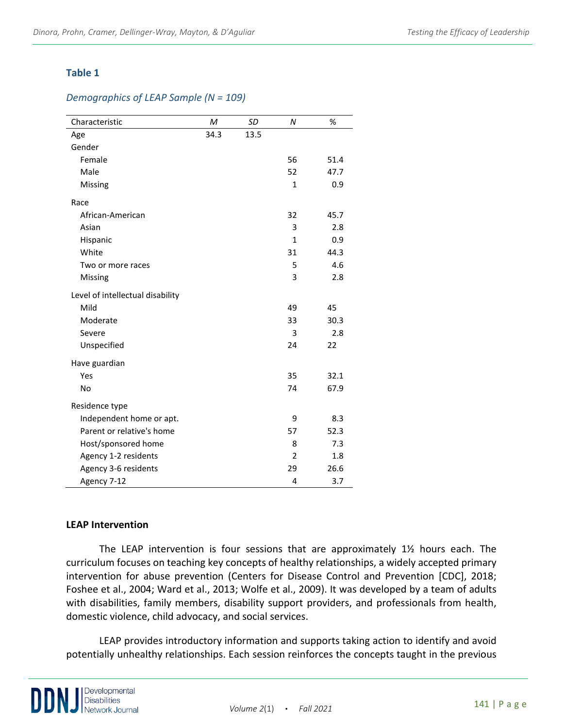**Table 1**

*Demographics of LEAP Sample (N = 109)*

| Characteristic | *M* | *SD* | *N* | % |
|---|---|---|---|---|
| Age | 34.3 | 13.5 | | |
| Gender | | | | |
| Female | | | 56 | 51.4 |
| Male | | | 52 | 47.7 |
| Missing | | | 1 | 0.9 |
| Race | | | | |
| African-American | | | 32 | 45.7 |
| Asian | | | 3 | 2.8 |
| Hispanic | | | 1 | 0.9 |
| White | | | 31 | 44.3 |
| Two or more races | | | 5 | 4.6 |
| Missing | | | 3 | 2.8 |
| Level of intellectual disability | | | | |
| Mild | | | 49 | 45 |
| Moderate | | | 33 | 30.3 |
| Severe | | | 3 | 2.8 |
| Unspecified | | | 24 | 22 |
| Have guardian | | | | |
| Yes | | | 35 | 32.1 |
| No | | | 74 | 67.9 |
| Residence type | | | | |
| Independent home or apt. | | | 9 | 8.3 |
| Parent or relative's home | | | 57 | 52.3 |
| Host/sponsored home | | | 8 | 7.3 |
| Agency 1-2 residents | | | 2 | 1.8 |
| Agency 3-6 residents | | | 29 | 26.6 |
| Agency 7-12 | | | 4 | 3.7 |

**LEAP Intervention**

The LEAP intervention is four sessions that are approximately 1½ hours each. The curriculum focuses on teaching key concepts of healthy relationships, a widely accepted primary intervention for abuse prevention (Centers for Disease Control and Prevention [CDC], 2018; Foshee et al., 2004; Ward et al., 2013; Wolfe et al., 2009). It was developed by a team of adults with disabilities, family members, disability support providers, and professionals from health, domestic violence, child advocacy, and social services.

LEAP provides introductory information and supports taking action to identify and avoid potentially unhealthy relationships. Each session reinforces the concepts taught in the previous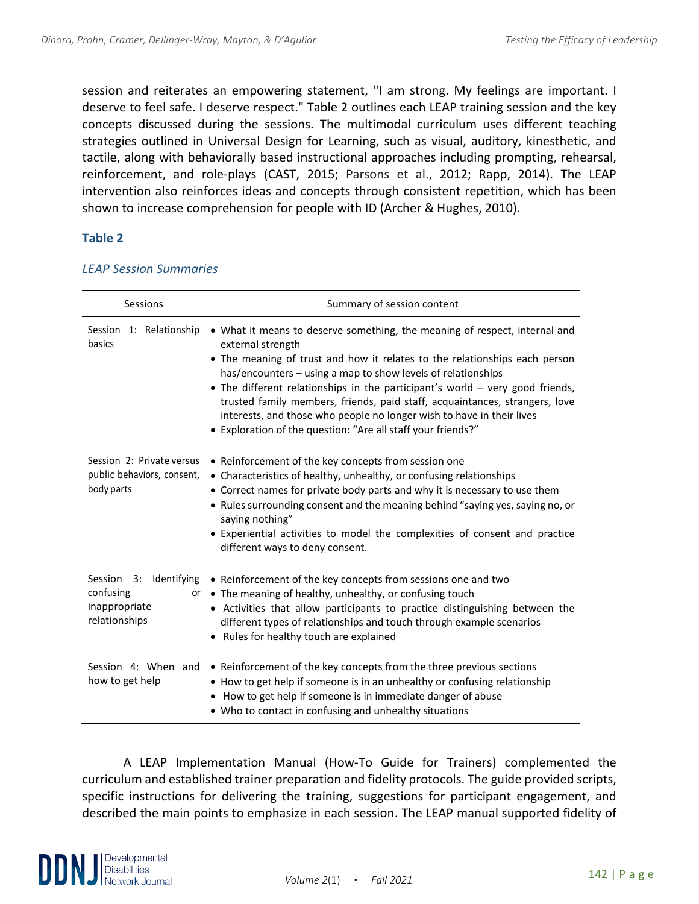session and reiterates an empowering statement, "I am strong. My feelings are important. I deserve to feel safe. I deserve respect." Table 2 outlines each LEAP training session and the key concepts discussed during the sessions. The multimodal curriculum uses different teaching strategies outlined in Universal Design for Learning, such as visual, auditory, kinesthetic, and tactile, along with behaviorally based instructional approaches including prompting, rehearsal, reinforcement, and role-plays (CAST, 2015; Parsons et al., 2012; Rapp, 2014). The LEAP intervention also reinforces ideas and concepts through consistent repetition, which has been shown to increase comprehension for people with ID (Archer & Hughes, 2010).

**Table 2**

*LEAP Session Summaries*

| Sessions | Summary of session content |
| --- | --- |
| Session 1: Relationship basics | • What it means to deserve something, the meaning of respect, internal and external strength<br>• The meaning of trust and how it relates to the relationships each person has/encounters – using a map to show levels of relationships<br>• The different relationships in the participant's world – very good friends, trusted family members, friends, paid staff, acquaintances, strangers, love interests, and those who people no longer wish to have in their lives<br>• Exploration of the question: "Are all staff your friends?" |
| Session 2: Private versus public behaviors, consent, body parts | • Reinforcement of the key concepts from session one<br>• Characteristics of healthy, unhealthy, or confusing relationships<br>• Correct names for private body parts and why it is necessary to use them<br>• Rules surrounding consent and the meaning behind "saying yes, saying no, or saying nothing"<br>• Experiential activities to model the complexities of consent and practice different ways to deny consent. |
| Session 3: Identifying confusing or inappropriate relationships | • Reinforcement of the key concepts from sessions one and two<br>• The meaning of healthy, unhealthy, or confusing touch<br>• Activities that allow participants to practice distinguishing between the different types of relationships and touch through example scenarios<br>• Rules for healthy touch are explained |
| Session 4: When and how to get help | • Reinforcement of the key concepts from the three previous sections<br>• How to get help if someone is in an unhealthy or confusing relationship<br>• How to get help if someone is in immediate danger of abuse<br>• Who to contact in confusing and unhealthy situations |

A LEAP Implementation Manual (How-To Guide for Trainers) complemented the curriculum and established trainer preparation and fidelity protocols. The guide provided scripts, specific instructions for delivering the training, suggestions for participant engagement, and described the main points to emphasize in each session. The LEAP manual supported fidelity of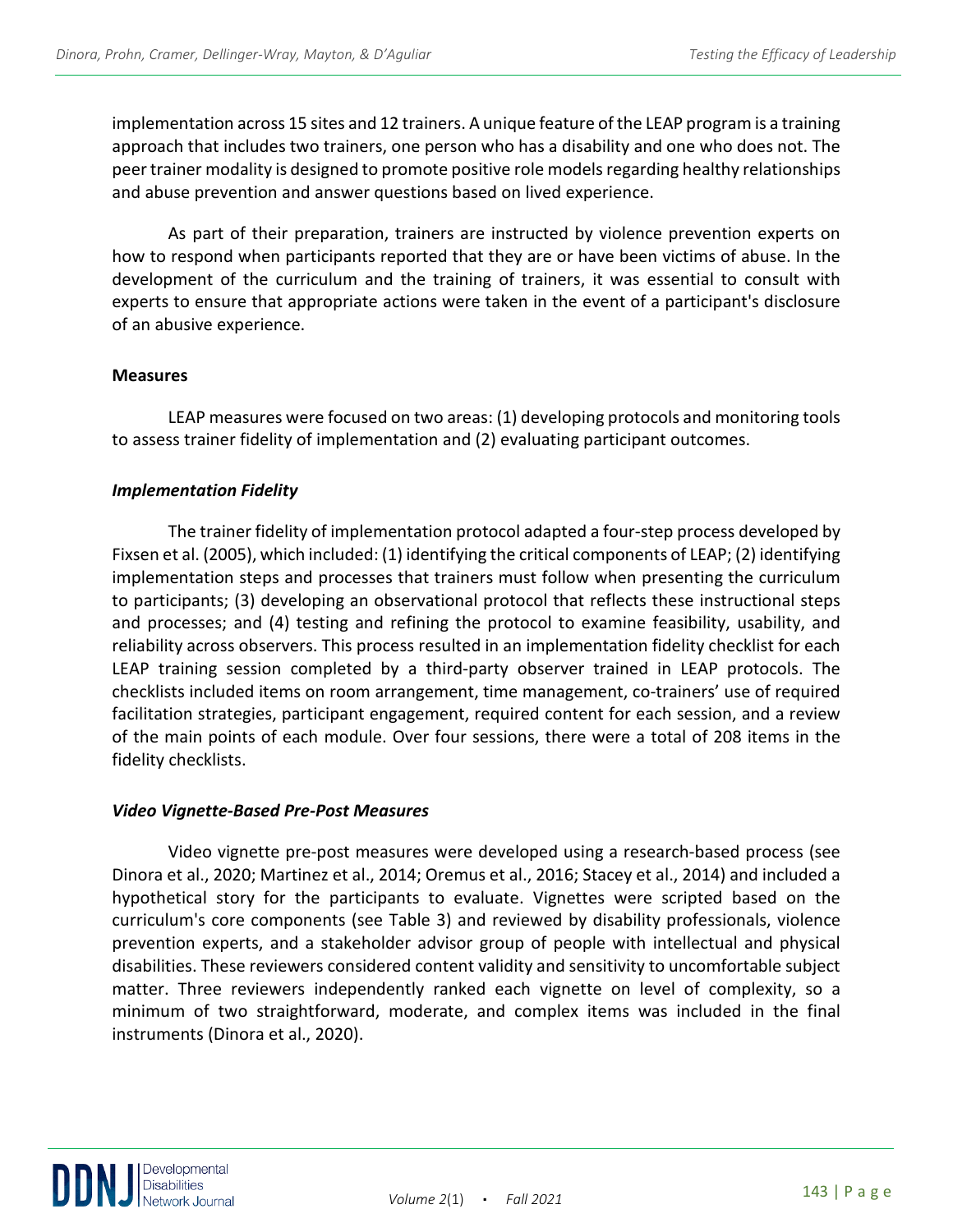implementation across 15 sites and 12 trainers. A unique feature of the LEAP program is a training approach that includes two trainers, one person who has a disability and one who does not. The peer trainer modality is designed to promote positive role models regarding healthy relationships and abuse prevention and answer questions based on lived experience.

As part of their preparation, trainers are instructed by violence prevention experts on how to respond when participants reported that they are or have been victims of abuse. In the development of the curriculum and the training of trainers, it was essential to consult with experts to ensure that appropriate actions were taken in the event of a participant's disclosure of an abusive experience.

**Measures**

LEAP measures were focused on two areas: (1) developing protocols and monitoring tools to assess trainer fidelity of implementation and (2) evaluating participant outcomes.

***Implementation Fidelity***

The trainer fidelity of implementation protocol adapted a four-step process developed by Fixsen et al. (2005), which included: (1) identifying the critical components of LEAP; (2) identifying implementation steps and processes that trainers must follow when presenting the curriculum to participants; (3) developing an observational protocol that reflects these instructional steps and processes; and (4) testing and refining the protocol to examine feasibility, usability, and reliability across observers. This process resulted in an implementation fidelity checklist for each LEAP training session completed by a third-party observer trained in LEAP protocols. The checklists included items on room arrangement, time management, co-trainers' use of required facilitation strategies, participant engagement, required content for each session, and a review of the main points of each module. Over four sessions, there were a total of 208 items in the fidelity checklists.

***Video Vignette-Based Pre-Post Measures***

Video vignette pre-post measures were developed using a research-based process (see Dinora et al., 2020; Martinez et al., 2014; Oremus et al., 2016; Stacey et al., 2014) and included a hypothetical story for the participants to evaluate. Vignettes were scripted based on the curriculum's core components (see Table 3) and reviewed by disability professionals, violence prevention experts, and a stakeholder advisor group of people with intellectual and physical disabilities. These reviewers considered content validity and sensitivity to uncomfortable subject matter. Three reviewers independently ranked each vignette on level of complexity, so a minimum of two straightforward, moderate, and complex items was included in the final instruments (Dinora et al., 2020).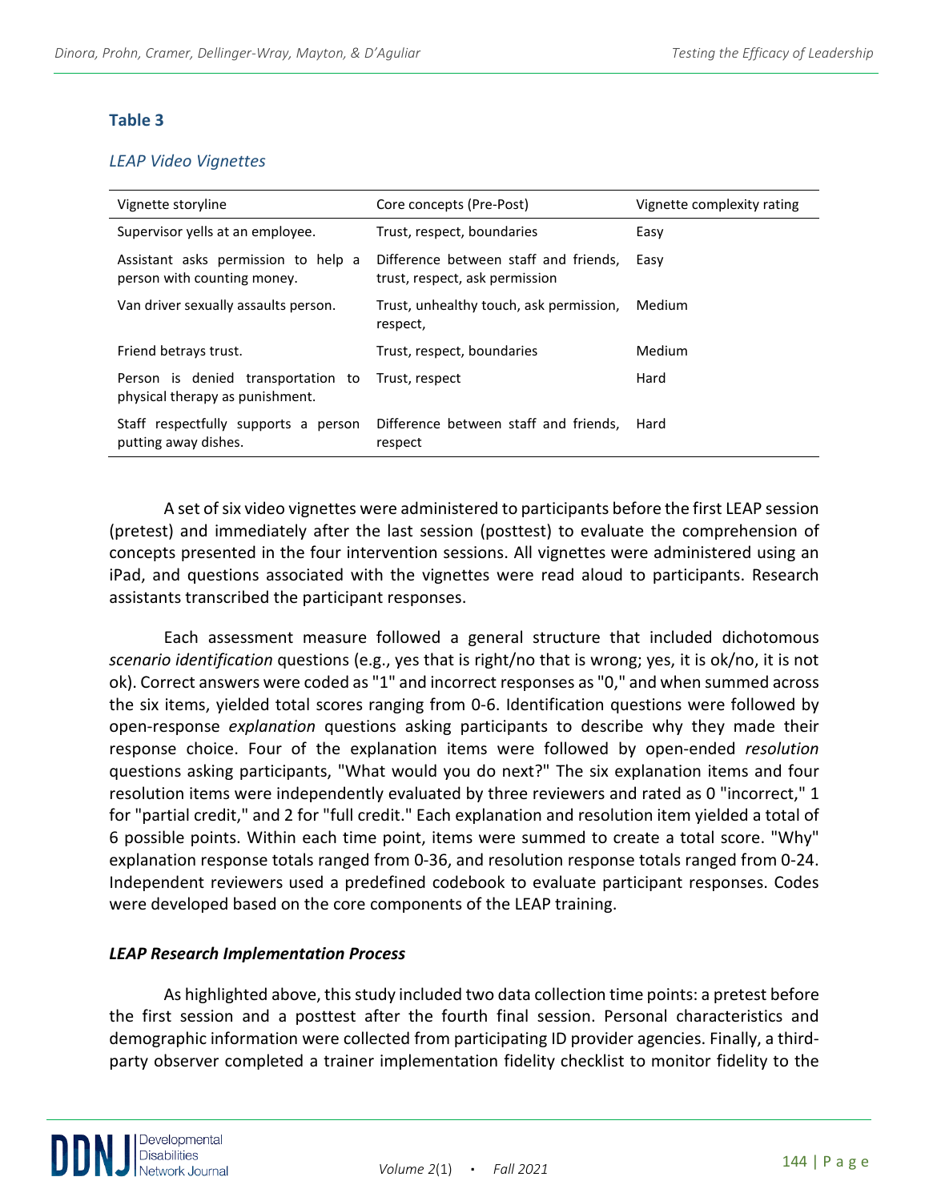**Table 3**

*LEAP Video Vignettes*

| Vignette storyline | Core concepts (Pre-Post) | Vignette complexity rating |
|---|---|---|
| Supervisor yells at an employee. | Trust, respect, boundaries | Easy |
| Assistant asks permission to help a person with counting money. | Difference between staff and friends, trust, respect, ask permission | Easy |
| Van driver sexually assaults person. | Trust, unhealthy touch, ask permission, respect, | Medium |
| Friend betrays trust. | Trust, respect, boundaries | Medium |
| Person is denied transportation to physical therapy as punishment. | Trust, respect | Hard |
| Staff respectfully supports a person putting away dishes. | Difference between staff and friends, respect | Hard |

A set of six video vignettes were administered to participants before the first LEAP session (pretest) and immediately after the last session (posttest) to evaluate the comprehension of concepts presented in the four intervention sessions. All vignettes were administered using an iPad, and questions associated with the vignettes were read aloud to participants. Research assistants transcribed the participant responses.

Each assessment measure followed a general structure that included dichotomous *scenario identification* questions (e.g., yes that is right/no that is wrong; yes, it is ok/no, it is not ok). Correct answers were coded as "1" and incorrect responses as "0," and when summed across the six items, yielded total scores ranging from 0-6. Identification questions were followed by open-response *explanation* questions asking participants to describe why they made their response choice. Four of the explanation items were followed by open-ended *resolution* questions asking participants, "What would you do next?" The six explanation items and four resolution items were independently evaluated by three reviewers and rated as 0 "incorrect," 1 for "partial credit," and 2 for "full credit." Each explanation and resolution item yielded a total of 6 possible points. Within each time point, items were summed to create a total score. "Why" explanation response totals ranged from 0-36, and resolution response totals ranged from 0-24. Independent reviewers used a predefined codebook to evaluate participant responses. Codes were developed based on the core components of the LEAP training.

### *LEAP Research Implementation Process*

As highlighted above, this study included two data collection time points: a pretest before the first session and a posttest after the fourth final session. Personal characteristics and demographic information were collected from participating ID provider agencies. Finally, a third-party observer completed a trainer implementation fidelity checklist to monitor fidelity to the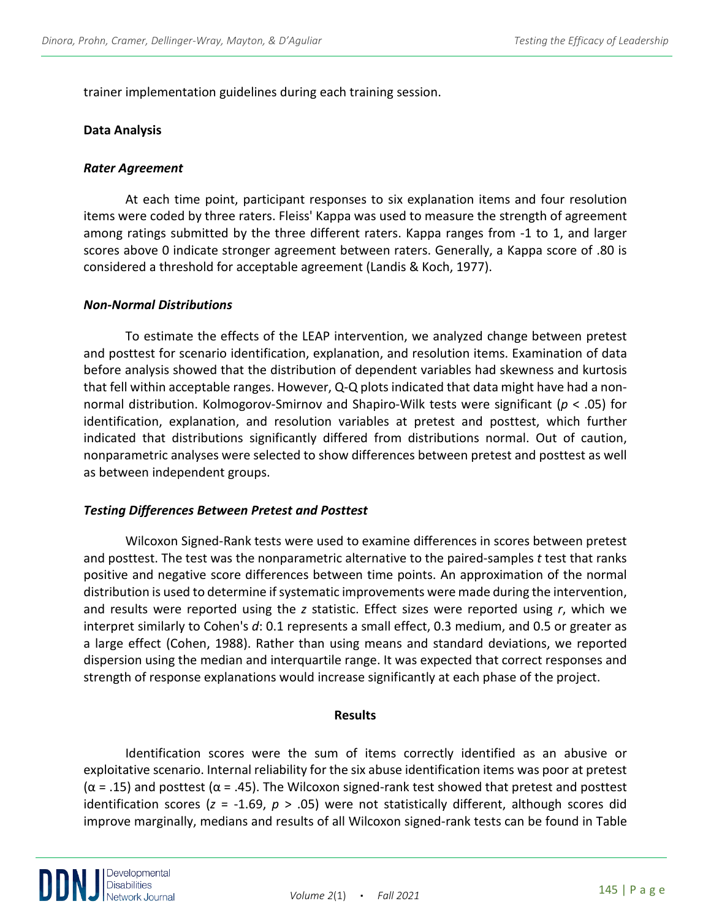trainer implementation guidelines during each training session.

## Data Analysis

### *Rater Agreement*

At each time point, participant responses to six explanation items and four resolution items were coded by three raters. Fleiss' Kappa was used to measure the strength of agreement among ratings submitted by the three different raters. Kappa ranges from -1 to 1, and larger scores above 0 indicate stronger agreement between raters. Generally, a Kappa score of .80 is considered a threshold for acceptable agreement (Landis & Koch, 1977).

### *Non-Normal Distributions*

To estimate the effects of the LEAP intervention, we analyzed change between pretest and posttest for scenario identification, explanation, and resolution items. Examination of data before analysis showed that the distribution of dependent variables had skewness and kurtosis that fell within acceptable ranges. However, Q-Q plots indicated that data might have had a non-normal distribution. Kolmogorov-Smirnov and Shapiro-Wilk tests were significant ($p < .05$) for identification, explanation, and resolution variables at pretest and posttest, which further indicated that distributions significantly differed from distributions normal. Out of caution, nonparametric analyses were selected to show differences between pretest and posttest as well as between independent groups.

### *Testing Differences Between Pretest and Posttest*

Wilcoxon Signed-Rank tests were used to examine differences in scores between pretest and posttest. The test was the nonparametric alternative to the paired-samples *t* test that ranks positive and negative score differences between time points. An approximation of the normal distribution is used to determine if systematic improvements were made during the intervention, and results were reported using the *z* statistic. Effect sizes were reported using *r*, which we interpret similarly to Cohen's *d*: 0.1 represents a small effect, 0.3 medium, and 0.5 or greater as a large effect (Cohen, 1988). Rather than using means and standard deviations, we reported dispersion using the median and interquartile range. It was expected that correct responses and strength of response explanations would increase significantly at each phase of the project.

## Results

Identification scores were the sum of items correctly identified as an abusive or exploitative scenario. Internal reliability for the six abuse identification items was poor at pretest ($\alpha = .15$) and posttest ($\alpha = .45$). The Wilcoxon signed-rank test showed that pretest and posttest identification scores ($z = -1.69$, $p > .05$) were not statistically different, although scores did improve marginally, medians and results of all Wilcoxon signed-rank tests can be found in Table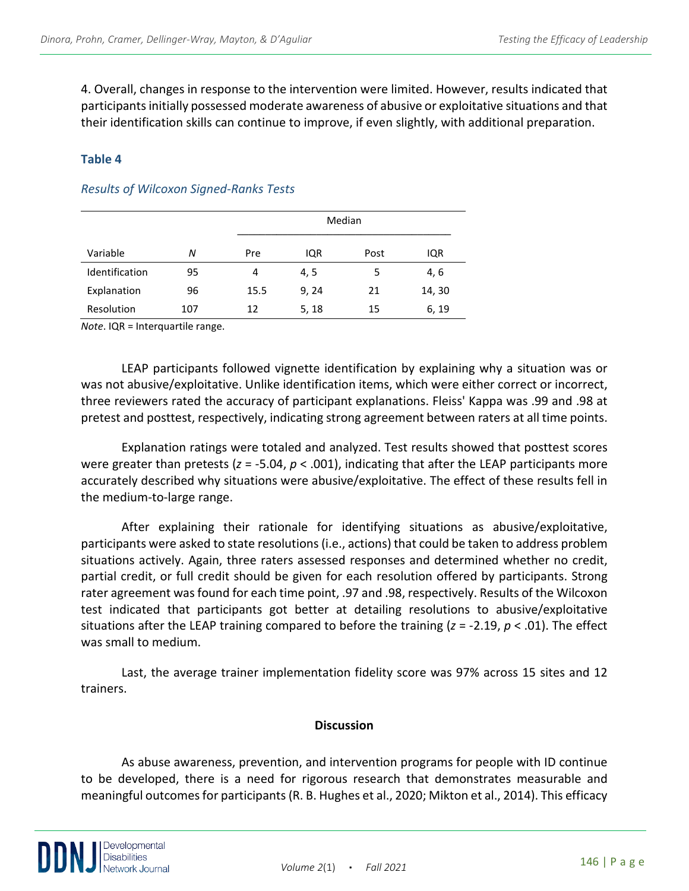4. Overall, changes in response to the intervention were limited. However, results indicated that participants initially possessed moderate awareness of abusive or exploitative situations and that their identification skills can continue to improve, if even slightly, with additional preparation.

### Table 4

*Results of Wilcoxon Signed-Ranks Tests*

| | | Median | | | |
|---|---|---|---|---|---|
| Variable | *N* | Pre | IQR | Post | IQR |
| Identification | 95 | 4 | 4, 5 | 5 | 4, 6 |
| Explanation | 96 | 15.5 | 9, 24 | 21 | 14, 30 |
| Resolution | 107 | 12 | 5, 18 | 15 | 6, 19 |

*Note*. IQR = Interquartile range.

LEAP participants followed vignette identification by explaining why a situation was or was not abusive/exploitative. Unlike identification items, which were either correct or incorrect, three reviewers rated the accuracy of participant explanations. Fleiss' Kappa was .99 and .98 at pretest and posttest, respectively, indicating strong agreement between raters at all time points.

Explanation ratings were totaled and analyzed. Test results showed that posttest scores were greater than pretests ($z$ = -5.04, $p$ < .001), indicating that after the LEAP participants more accurately described why situations were abusive/exploitative. The effect of these results fell in the medium-to-large range.

After explaining their rationale for identifying situations as abusive/exploitative, participants were asked to state resolutions (i.e., actions) that could be taken to address problem situations actively. Again, three raters assessed responses and determined whether no credit, partial credit, or full credit should be given for each resolution offered by participants. Strong rater agreement was found for each time point, .97 and .98, respectively. Results of the Wilcoxon test indicated that participants got better at detailing resolutions to abusive/exploitative situations after the LEAP training compared to before the training ($z$ = -2.19, $p$ < .01). The effect was small to medium.

Last, the average trainer implementation fidelity score was 97% across 15 sites and 12 trainers.

## Discussion

As abuse awareness, prevention, and intervention programs for people with ID continue to be developed, there is a need for rigorous research that demonstrates measurable and meaningful outcomes for participants (R. B. Hughes et al., 2020; Mikton et al., 2014). This efficacy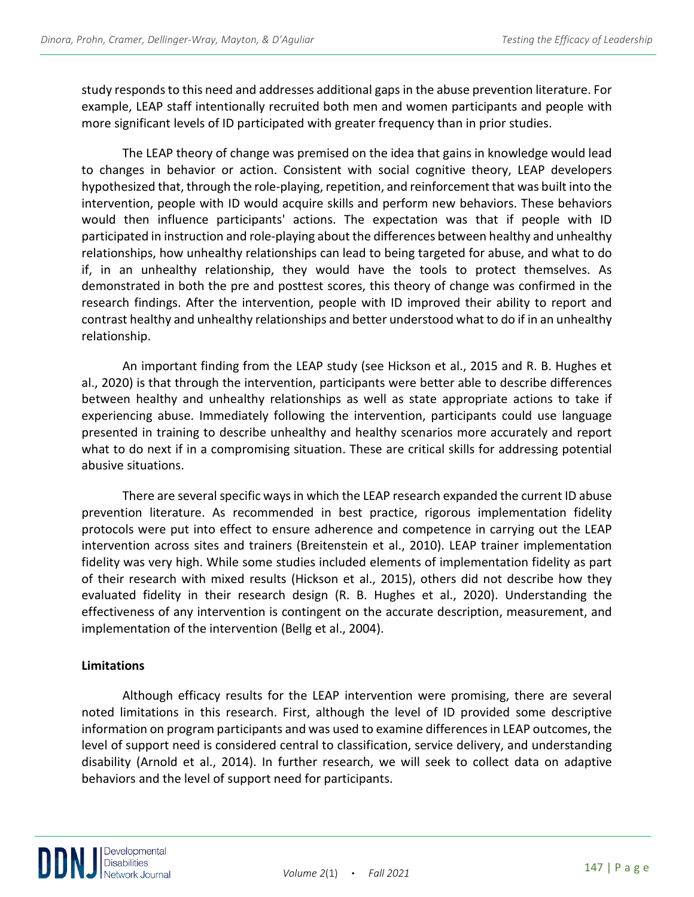study responds to this need and addresses additional gaps in the abuse prevention literature. For example, LEAP staff intentionally recruited both men and women participants and people with more significant levels of ID participated with greater frequency than in prior studies.

The LEAP theory of change was premised on the idea that gains in knowledge would lead to changes in behavior or action. Consistent with social cognitive theory, LEAP developers hypothesized that, through the role-playing, repetition, and reinforcement that was built into the intervention, people with ID would acquire skills and perform new behaviors. These behaviors would then influence participants' actions. The expectation was that if people with ID participated in instruction and role-playing about the differences between healthy and unhealthy relationships, how unhealthy relationships can lead to being targeted for abuse, and what to do if, in an unhealthy relationship, they would have the tools to protect themselves. As demonstrated in both the pre and posttest scores, this theory of change was confirmed in the research findings. After the intervention, people with ID improved their ability to report and contrast healthy and unhealthy relationships and better understood what to do if in an unhealthy relationship.

An important finding from the LEAP study (see Hickson et al., 2015 and R. B. Hughes et al., 2020) is that through the intervention, participants were better able to describe differences between healthy and unhealthy relationships as well as state appropriate actions to take if experiencing abuse. Immediately following the intervention, participants could use language presented in training to describe unhealthy and healthy scenarios more accurately and report what to do next if in a compromising situation. These are critical skills for addressing potential abusive situations.

There are several specific ways in which the LEAP research expanded the current ID abuse prevention literature. As recommended in best practice, rigorous implementation fidelity protocols were put into effect to ensure adherence and competence in carrying out the LEAP intervention across sites and trainers (Breitenstein et al., 2010). LEAP trainer implementation fidelity was very high. While some studies included elements of implementation fidelity as part of their research with mixed results (Hickson et al., 2015), others did not describe how they evaluated fidelity in their research design (R. B. Hughes et al., 2020). Understanding the effectiveness of any intervention is contingent on the accurate description, measurement, and implementation of the intervention (Bellg et al., 2004).

**Limitations**

Although efficacy results for the LEAP intervention were promising, there are several noted limitations in this research. First, although the level of ID provided some descriptive information on program participants and was used to examine differences in LEAP outcomes, the level of support need is considered central to classification, service delivery, and understanding disability (Arnold et al., 2014). In further research, we will seek to collect data on adaptive behaviors and the level of support need for participants.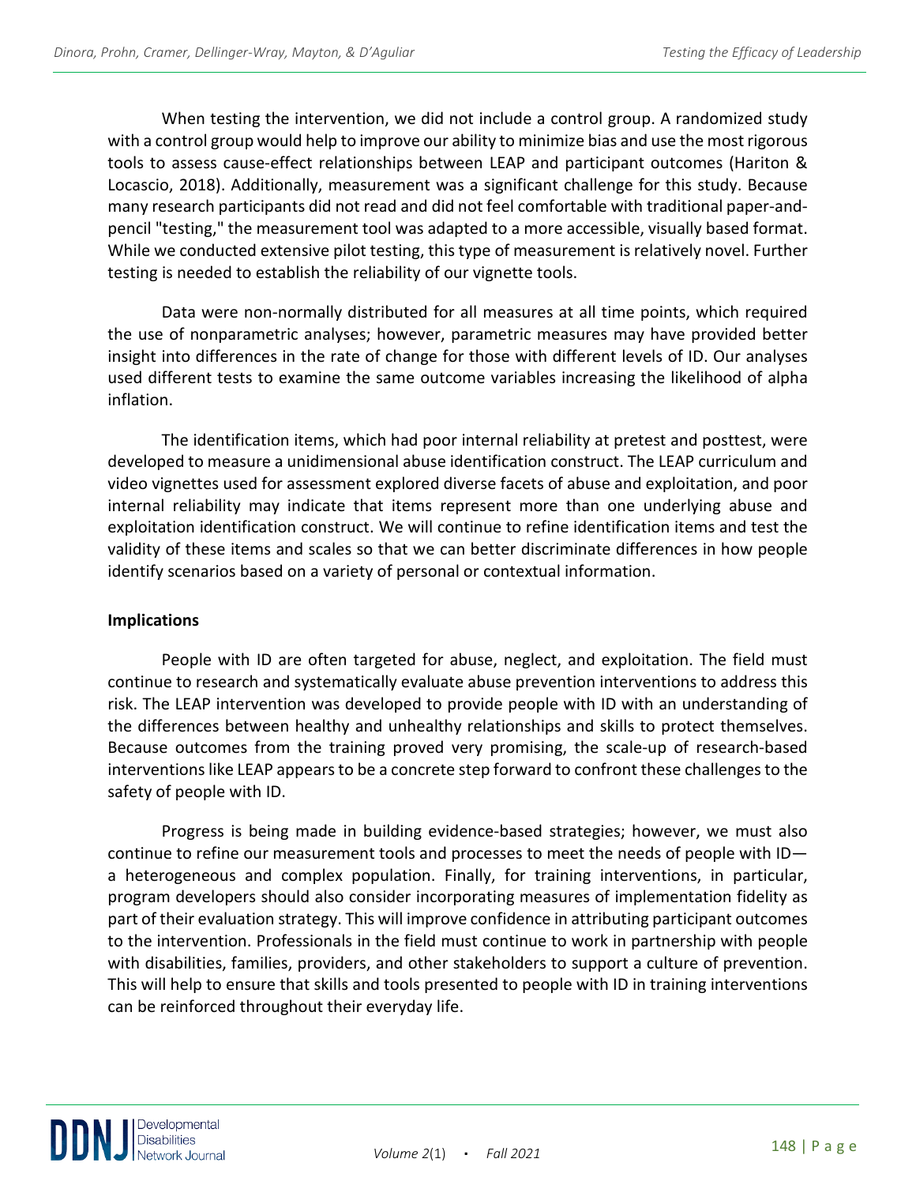When testing the intervention, we did not include a control group. A randomized study with a control group would help to improve our ability to minimize bias and use the most rigorous tools to assess cause-effect relationships between LEAP and participant outcomes (Hariton & Locascio, 2018). Additionally, measurement was a significant challenge for this study. Because many research participants did not read and did not feel comfortable with traditional paper-and-pencil "testing," the measurement tool was adapted to a more accessible, visually based format. While we conducted extensive pilot testing, this type of measurement is relatively novel. Further testing is needed to establish the reliability of our vignette tools.

Data were non-normally distributed for all measures at all time points, which required the use of nonparametric analyses; however, parametric measures may have provided better insight into differences in the rate of change for those with different levels of ID. Our analyses used different tests to examine the same outcome variables increasing the likelihood of alpha inflation.

The identification items, which had poor internal reliability at pretest and posttest, were developed to measure a unidimensional abuse identification construct. The LEAP curriculum and video vignettes used for assessment explored diverse facets of abuse and exploitation, and poor internal reliability may indicate that items represent more than one underlying abuse and exploitation identification construct. We will continue to refine identification items and test the validity of these items and scales so that we can better discriminate differences in how people identify scenarios based on a variety of personal or contextual information.

**Implications**

People with ID are often targeted for abuse, neglect, and exploitation. The field must continue to research and systematically evaluate abuse prevention interventions to address this risk. The LEAP intervention was developed to provide people with ID with an understanding of the differences between healthy and unhealthy relationships and skills to protect themselves. Because outcomes from the training proved very promising, the scale-up of research-based interventions like LEAP appears to be a concrete step forward to confront these challenges to the safety of people with ID.

Progress is being made in building evidence-based strategies; however, we must also continue to refine our measurement tools and processes to meet the needs of people with ID—a heterogeneous and complex population. Finally, for training interventions, in particular, program developers should also consider incorporating measures of implementation fidelity as part of their evaluation strategy. This will improve confidence in attributing participant outcomes to the intervention. Professionals in the field must continue to work in partnership with people with disabilities, families, providers, and other stakeholders to support a culture of prevention. This will help to ensure that skills and tools presented to people with ID in training interventions can be reinforced throughout their everyday life.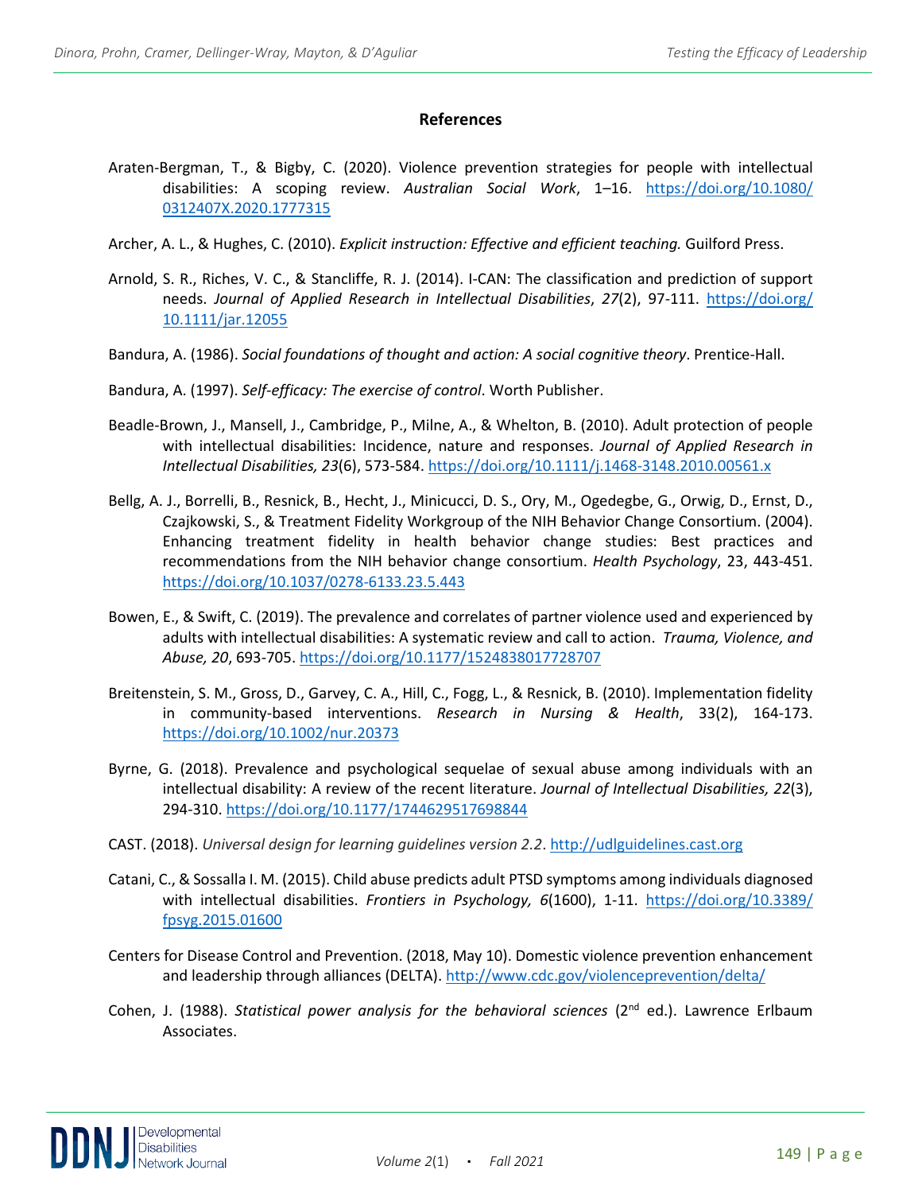## References

Araten-Bergman, T., & Bigby, C. (2020). Violence prevention strategies for people with intellectual disabilities: A scoping review. *Australian Social Work*, 1–16. https://doi.org/10.1080/0312407X.2020.1777315

Archer, A. L., & Hughes, C. (2010). *Explicit instruction: Effective and efficient teaching.* Guilford Press.

Arnold, S. R., Riches, V. C., & Stancliffe, R. J. (2014). I-CAN: The classification and prediction of support needs. *Journal of Applied Research in Intellectual Disabilities*, *27*(2), 97-111. https://doi.org/10.1111/jar.12055

Bandura, A. (1986). *Social foundations of thought and action: A social cognitive theory*. Prentice-Hall.

Bandura, A. (1997). *Self-efficacy: The exercise of control*. Worth Publisher.

Beadle-Brown, J., Mansell, J., Cambridge, P., Milne, A., & Whelton, B. (2010). Adult protection of people with intellectual disabilities: Incidence, nature and responses. *Journal of Applied Research in Intellectual Disabilities, 23*(6), 573-584. https://doi.org/10.1111/j.1468-3148.2010.00561.x

Bellg, A. J., Borrelli, B., Resnick, B., Hecht, J., Minicucci, D. S., Ory, M., Ogedegbe, G., Orwig, D., Ernst, D., Czajkowski, S., & Treatment Fidelity Workgroup of the NIH Behavior Change Consortium. (2004). Enhancing treatment fidelity in health behavior change studies: Best practices and recommendations from the NIH behavior change consortium. *Health Psychology*, 23, 443-451. https://doi.org/10.1037/0278-6133.23.5.443

Bowen, E., & Swift, C. (2019). The prevalence and correlates of partner violence used and experienced by adults with intellectual disabilities: A systematic review and call to action. *Trauma, Violence, and Abuse, 20*, 693-705. https://doi.org/10.1177/1524838017728707

Breitenstein, S. M., Gross, D., Garvey, C. A., Hill, C., Fogg, L., & Resnick, B. (2010). Implementation fidelity in community-based interventions. *Research in Nursing & Health*, 33(2), 164-173. https://doi.org/10.1002/nur.20373

Byrne, G. (2018). Prevalence and psychological sequelae of sexual abuse among individuals with an intellectual disability: A review of the recent literature. *Journal of Intellectual Disabilities, 22*(3), 294-310. https://doi.org/10.1177/1744629517698844

CAST. (2018). *Universal design for learning guidelines version 2.2*. http://udlguidelines.cast.org

Catani, C., & Sossalla I. M. (2015). Child abuse predicts adult PTSD symptoms among individuals diagnosed with intellectual disabilities. *Frontiers in Psychology, 6*(1600), 1-11. https://doi.org/10.3389/fpsyg.2015.01600

Centers for Disease Control and Prevention. (2018, May 10). Domestic violence prevention enhancement and leadership through alliances (DELTA). http://www.cdc.gov/violenceprevention/delta/

Cohen, J. (1988). *Statistical power analysis for the behavioral sciences* (2nd ed.). Lawrence Erlbaum Associates.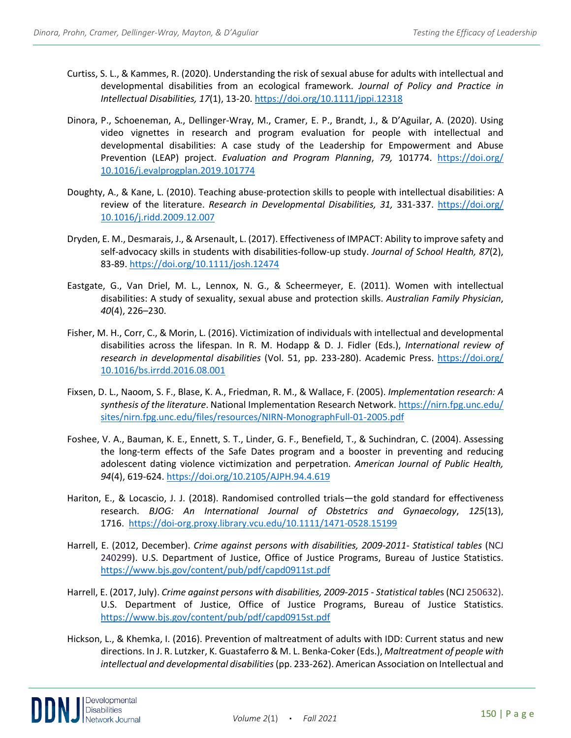Curtiss, S. L., & Kammes, R. (2020). Understanding the risk of sexual abuse for adults with intellectual and developmental disabilities from an ecological framework. *Journal of Policy and Practice in Intellectual Disabilities, 17*(1), 13-20. https://doi.org/10.1111/jppi.12318

Dinora, P., Schoeneman, A., Dellinger-Wray, M., Cramer, E. P., Brandt, J., & D'Aguilar, A. (2020). Using video vignettes in research and program evaluation for people with intellectual and developmental disabilities: A case study of the Leadership for Empowerment and Abuse Prevention (LEAP) project. *Evaluation and Program Planning*, *79,* 101774. https://doi.org/10.1016/j.evalprogplan.2019.101774

Doughty, A., & Kane, L. (2010). Teaching abuse-protection skills to people with intellectual disabilities: A review of the literature. *Research in Developmental Disabilities, 31,* 331-337. https://doi.org/10.1016/j.ridd.2009.12.007

Dryden, E. M., Desmarais, J., & Arsenault, L. (2017). Effectiveness of IMPACT: Ability to improve safety and self-advocacy skills in students with disabilities-follow-up study. *Journal of School Health, 87*(2), 83-89. https://doi.org/10.1111/josh.12474

Eastgate, G., Van Driel, M. L., Lennox, N. G., & Scheermeyer, E. (2011). Women with intellectual disabilities: A study of sexuality, sexual abuse and protection skills. *Australian Family Physician*, *40*(4), 226–230.

Fisher, M. H., Corr, C., & Morin, L. (2016). Victimization of individuals with intellectual and developmental disabilities across the lifespan. In R. M. Hodapp & D. J. Fidler (Eds.), *International review of research in developmental disabilities* (Vol. 51, pp. 233-280). Academic Press. https://doi.org/10.1016/bs.irrdd.2016.08.001

Fixsen, D. L., Naoom, S. F., Blase, K. A., Friedman, R. M., & Wallace, F. (2005). *Implementation research: A synthesis of the literature*. National Implementation Research Network. https://nirn.fpg.unc.edu/sites/nirn.fpg.unc.edu/files/resources/NIRN-MonographFull-01-2005.pdf

Foshee, V. A., Bauman, K. E., Ennett, S. T., Linder, G. F., Benefield, T., & Suchindran, C. (2004). Assessing the long-term effects of the Safe Dates program and a booster in preventing and reducing adolescent dating violence victimization and perpetration. *American Journal of Public Health, 94*(4), 619-624. https://doi.org/10.2105/AJPH.94.4.619

Hariton, E., & Locascio, J. J. (2018). Randomised controlled trials—the gold standard for effectiveness research. *BJOG: An International Journal of Obstetrics and Gynaecology*, *125*(13), 1716. https://doi-org.proxy.library.vcu.edu/10.1111/1471-0528.15199

Harrell, E. (2012, December). *Crime against persons with disabilities, 2009-2011- Statistical tables* (NCJ 240299). U.S. Department of Justice, Office of Justice Programs, Bureau of Justice Statistics. https://www.bjs.gov/content/pub/pdf/capd0911st.pdf

Harrell, E. (2017, July). *Crime against persons with disabilities, 2009-2015 - Statistical tables* (NCJ 250632). U.S. Department of Justice, Office of Justice Programs, Bureau of Justice Statistics. https://www.bjs.gov/content/pub/pdf/capd0915st.pdf

Hickson, L., & Khemka, I. (2016). Prevention of maltreatment of adults with IDD: Current status and new directions. In J. R. Lutzker, K. Guastaferro & M. L. Benka-Coker (Eds.), *Maltreatment of people with intellectual and developmental disabilities* (pp. 233-262). American Association on Intellectual and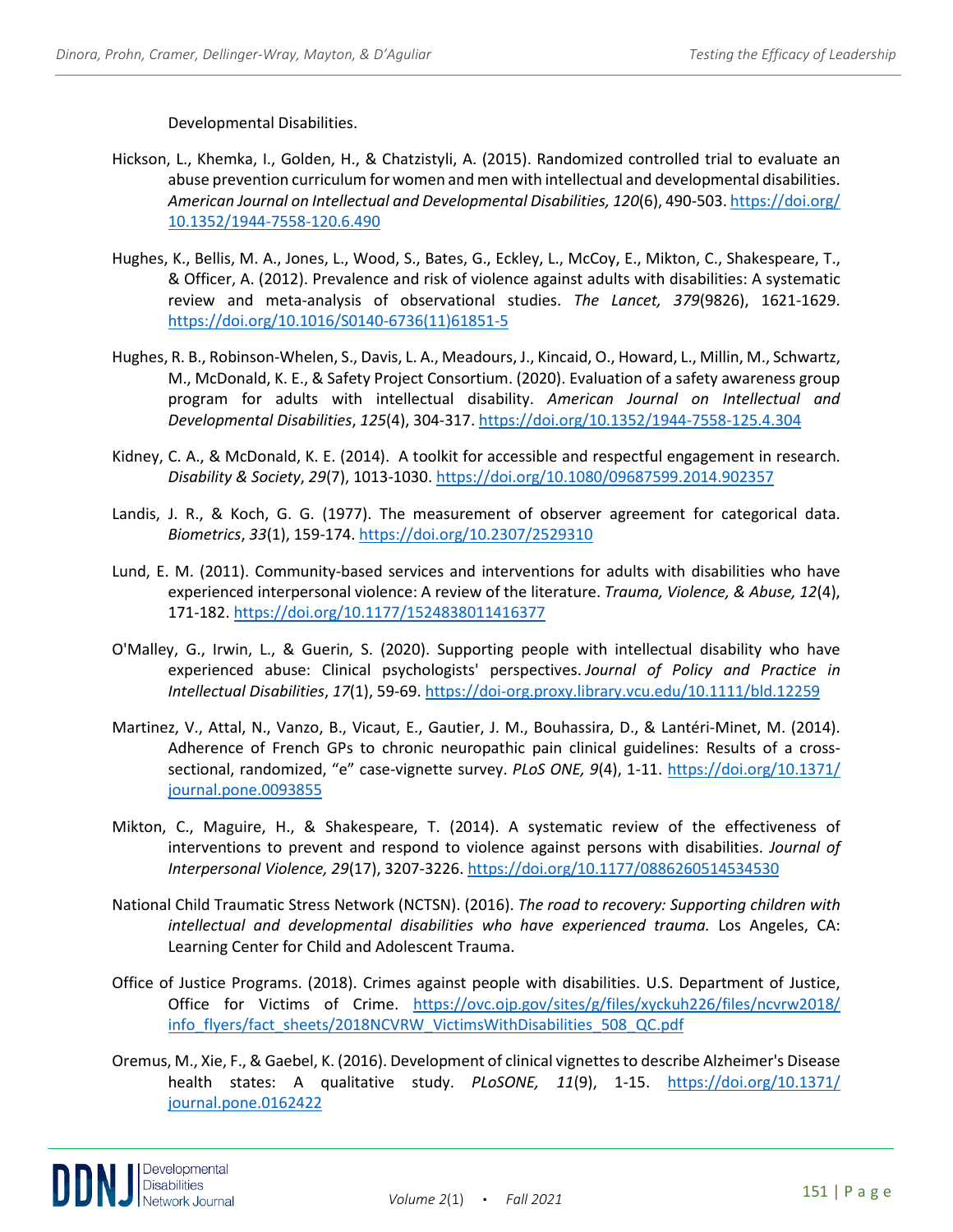Developmental Disabilities.

Hickson, L., Khemka, I., Golden, H., & Chatzistyli, A. (2015). Randomized controlled trial to evaluate an abuse prevention curriculum for women and men with intellectual and developmental disabilities. *American Journal on Intellectual and Developmental Disabilities, 120*(6), 490-503. https://doi.org/10.1352/1944-7558-120.6.490

Hughes, K., Bellis, M. A., Jones, L., Wood, S., Bates, G., Eckley, L., McCoy, E., Mikton, C., Shakespeare, T., & Officer, A. (2012). Prevalence and risk of violence against adults with disabilities: A systematic review and meta-analysis of observational studies. *The Lancet, 379*(9826), 1621-1629. https://doi.org/10.1016/S0140-6736(11)61851-5

Hughes, R. B., Robinson-Whelen, S., Davis, L. A., Meadours, J., Kincaid, O., Howard, L., Millin, M., Schwartz, M., McDonald, K. E., & Safety Project Consortium. (2020). Evaluation of a safety awareness group program for adults with intellectual disability. *American Journal on Intellectual and Developmental Disabilities*, *125*(4), 304-317. https://doi.org/10.1352/1944-7558-125.4.304

Kidney, C. A., & McDonald, K. E. (2014). A toolkit for accessible and respectful engagement in research. *Disability & Society*, *29*(7), 1013-1030. https://doi.org/10.1080/09687599.2014.902357

Landis, J. R., & Koch, G. G. (1977). The measurement of observer agreement for categorical data. *Biometrics*, *33*(1), 159-174. https://doi.org/10.2307/2529310

Lund, E. M. (2011). Community-based services and interventions for adults with disabilities who have experienced interpersonal violence: A review of the literature. *Trauma, Violence, & Abuse, 12*(4), 171-182. https://doi.org/10.1177/1524838011416377

O'Malley, G., Irwin, L., & Guerin, S. (2020). Supporting people with intellectual disability who have experienced abuse: Clinical psychologists' perspectives. *Journal of Policy and Practice in Intellectual Disabilities*, *17*(1), 59-69. https://doi-org.proxy.library.vcu.edu/10.1111/bld.12259

Martinez, V., Attal, N., Vanzo, B., Vicaut, E., Gautier, J. M., Bouhassira, D., & Lantéri-Minet, M. (2014). Adherence of French GPs to chronic neuropathic pain clinical guidelines: Results of a cross-sectional, randomized, "e" case-vignette survey. *PLoS ONE, 9*(4), 1-11. https://doi.org/10.1371/journal.pone.0093855

Mikton, C., Maguire, H., & Shakespeare, T. (2014). A systematic review of the effectiveness of interventions to prevent and respond to violence against persons with disabilities. *Journal of Interpersonal Violence, 29*(17), 3207-3226. https://doi.org/10.1177/0886260514534530

National Child Traumatic Stress Network (NCTSN). (2016). *The road to recovery: Supporting children with intellectual and developmental disabilities who have experienced trauma.* Los Angeles, CA: Learning Center for Child and Adolescent Trauma.

Office of Justice Programs. (2018). Crimes against people with disabilities. U.S. Department of Justice, Office for Victims of Crime. https://ovc.ojp.gov/sites/g/files/xyckuh226/files/ncvrw2018/info_flyers/fact_sheets/2018NCVRW_VictimsWithDisabilities_508_QC.pdf

Oremus, M., Xie, F., & Gaebel, K. (2016). Development of clinical vignettes to describe Alzheimer's Disease health states: A qualitative study. *PLoSONE, 11*(9), 1-15. https://doi.org/10.1371/journal.pone.0162422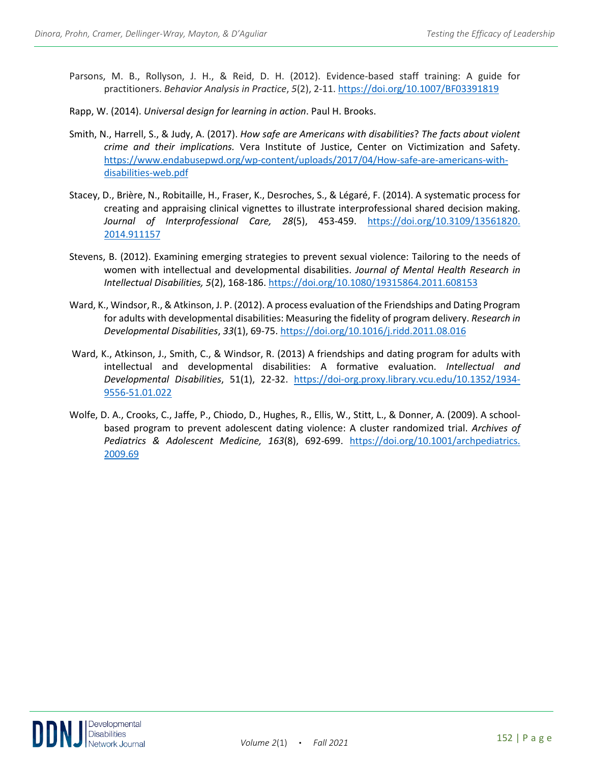Parsons, M. B., Rollyson, J. H., & Reid, D. H. (2012). Evidence-based staff training: A guide for practitioners. *Behavior Analysis in Practice*, *5*(2), 2-11. https://doi.org/10.1007/BF03391819

Rapp, W. (2014). *Universal design for learning in action*. Paul H. Brooks.

Smith, N., Harrell, S., & Judy, A. (2017). *How safe are Americans with disabilities*? *The facts about violent crime and their implications.* Vera Institute of Justice, Center on Victimization and Safety. https://www.endabusepwd.org/wp-content/uploads/2017/04/How-safe-are-americans-with-disabilities-web.pdf

Stacey, D., Brière, N., Robitaille, H., Fraser, K., Desroches, S., & Légaré, F. (2014). A systematic process for creating and appraising clinical vignettes to illustrate interprofessional shared decision making. *Journal of Interprofessional Care, 28*(5), 453-459. https://doi.org/10.3109/13561820.2014.911157

Stevens, B. (2012). Examining emerging strategies to prevent sexual violence: Tailoring to the needs of women with intellectual and developmental disabilities. *Journal of Mental Health Research in Intellectual Disabilities, 5*(2), 168-186. https://doi.org/10.1080/19315864.2011.608153

Ward, K., Windsor, R., & Atkinson, J. P. (2012). A process evaluation of the Friendships and Dating Program for adults with developmental disabilities: Measuring the fidelity of program delivery. *Research in Developmental Disabilities*, *33*(1), 69-75. https://doi.org/10.1016/j.ridd.2011.08.016

Ward, K., Atkinson, J., Smith, C., & Windsor, R. (2013) A friendships and dating program for adults with intellectual and developmental disabilities: A formative evaluation. *Intellectual and Developmental Disabilities*, 51(1), 22-32. https://doi-org.proxy.library.vcu.edu/10.1352/1934-9556-51.01.022

Wolfe, D. A., Crooks, C., Jaffe, P., Chiodo, D., Hughes, R., Ellis, W., Stitt, L., & Donner, A. (2009). A school-based program to prevent adolescent dating violence: A cluster randomized trial. *Archives of Pediatrics & Adolescent Medicine, 163*(8), 692-699. https://doi.org/10.1001/archpediatrics.2009.69